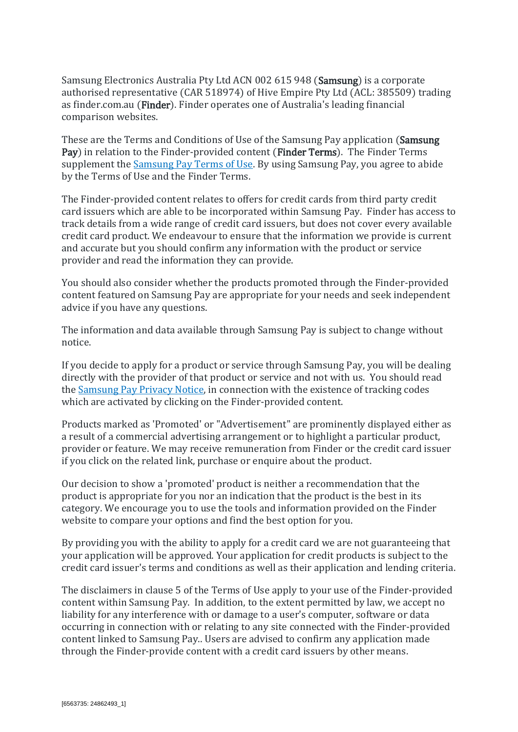Samsung Electronics Australia Pty Ltd ACN 002 615 948 (**Samsung**) is a corporate authorised representative (CAR 518974) of Hive Empire Pty Ltd (ACL: 385509) trading as finder.com.au (**Finder**). Finder operates one of Australia's leading financial comparison websites.

These are the Terms and Conditions of Use of the Samsung Pay application (**Samsung Pay**) in relation to the Finder-provided content (**Finder Terms**). The Finder Terms supplement the Samsung Pay Terms of Use. By using Samsung Pay, you agree to abide by the Terms of Use and the Finder Terms.

The Finder-provided content relates to offers for credit cards from third party credit card issuers which are able to be incorporated within Samsung Pay. Finder has access to track details from a wide range of credit card issuers, but does not cover every available credit card product. We endeavour to ensure that the information we provide is current and accurate but you should confirm any information with the product or service provider and read the information they can provide.

You should also consider whether the products promoted through the Finder-provided content featured on Samsung Pay are appropriate for your needs and seek independent advice if you have any questions.

The information and data available through Samsung Pay is subject to change without notice.

If you decide to apply for a product or service through Samsung Pay, you will be dealing directly with the provider of that product or service and not with us. You should read the Samsung Pay Privacy Notice, in connection with the existence of tracking codes which are activated by clicking on the Finder-provided content.

Products marked as 'Promoted' or "Advertisement" are prominently displayed either as a result of a commercial advertising arrangement or to highlight a particular product, provider or feature. We may receive remuneration from Finder or the credit card issuer if you click on the related link, purchase or enquire about the product.

Our decision to show a 'promoted' product is neither a recommendation that the product is appropriate for you nor an indication that the product is the best in its category. We encourage you to use the tools and information provided on the Finder website to compare your options and find the best option for you.

By providing you with the ability to apply for a credit card we are not guaranteeing that your application will be approved. Your application for credit products is subject to the credit card issuer's terms and conditions as well as their application and lending criteria.

The disclaimers in clause 5 of the Terms of Use apply to your use of the Finder-provided content within Samsung Pay. In addition, to the extent permitted by law, we accept no liability for any interference with or damage to a user's computer, software or data occurring in connection with or relating to any site connected with the Finder-provided content linked to Samsung Pay.. Users are advised to confirm any application made through the Finder-provide content with a credit card issuers by other means.

[6563735: 24862493_1]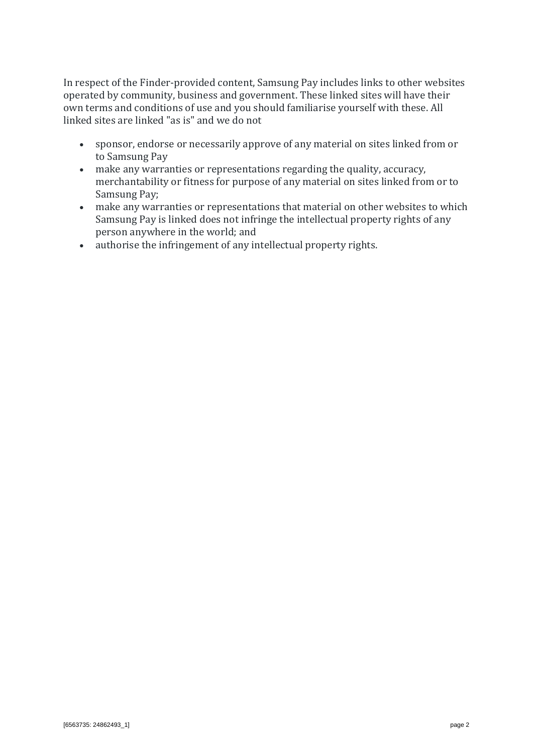In respect of the Finder-provided content, Samsung Pay includes links to other websites operated by community, business and government. These linked sites will have their own terms and conditions of use and you should familiarise yourself with these. All linked sites are linked "as is" and we do not

- sponsor, endorse or necessarily approve of any material on sites linked from or to Samsung Pay
- make any warranties or representations regarding the quality, accuracy, merchantability or fitness for purpose of any material on sites linked from or to Samsung Pay;
- make any warranties or representations that material on other websites to which Samsung Pay is linked does not infringe the intellectual property rights of any person anywhere in the world; and
- authorise the infringement of any intellectual property rights.